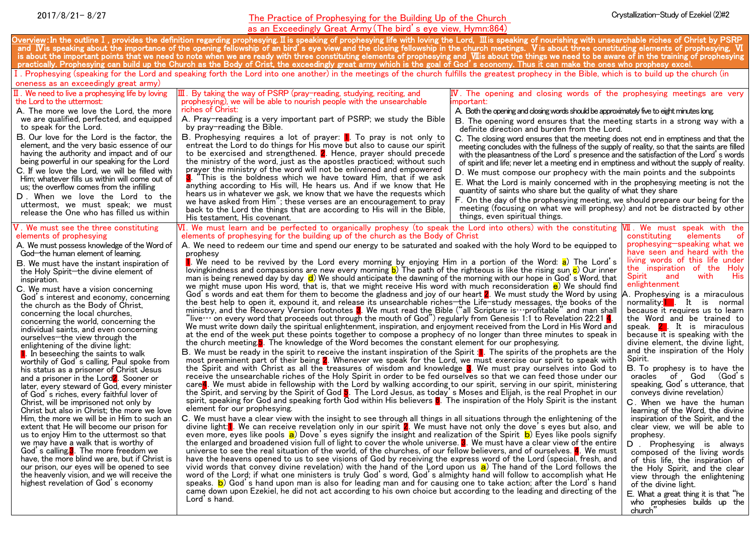2017/8/21- 8/27

# The Practice of Prophesying for the Building Up of the Church as an Exceedingly Great Army (The bird's eye view, Hymn:864)

Crystallization-Study of Ezekiel (2)#2

**Overview: In the outline Ⅰ, provides the definition regarding prophesying. Ⅱ is speaking of prophesying life with loving the Lord, Ⅲ is speaking of nourishing with unsearchable riches of Christ by PSRP and Ⅳ is speaking about the importance of the opening fellowship of an bird's eye view and the closing fellowship in the church meetings. Ⅴ is about three constituting elements of prophesying, Ⅵ is about the important points that we need to note when we are ready with three constituting elements of prophesying and Ⅶ is about the things we need to be aware of in the training of prophesying practically. Prophesying can build up the Church as the Body of Crist, the exceedingly great army which is the goal of God's economy. Thus it can make the ones who prophesy excel.**

## Ⅰ. Prophesying (speaking for the Lord and speaking forth the Lord into one another) in the meetings of the church fulfills the greatest prophecy in the Bible, which is to build up the church (in oneness as an exceedingly great army)

## Ⅱ. We need to live a prophesying life by loving the Lord to the uttermost:

A. The more we love the Lord, the more we are qualified, perfected, and equipped to speak for the Lord.

B. Our love for the Lord is the factor, the element, and the very basic essence of our having the authority and impact and of our being powerful in our speaking for the Lord

C. If we love the Lord, we will be filled with Him; whatever fills us within will come out of us; the overflow comes from the infilling

D. When we love the Lord to the uttermost, we must speak; we must release the One who has filled us within

## Ⅲ. By taking the way of PSRP (pray-reading, studying, reciting, and prophesying), we will be able to nourish people with the unsearchable riches of Christ:

A. Pray-reading is a very important part of PSRP; we study the Bible by pray-reading the Bible.

B. Prophesying requires a lot of prayer: 1. To pray is not only to entreat the Lord to do things for His move but also to cause our spirit to be exercised and strengthened. 2. Hence, prayer should precede the ministry of the word, just as the apostles practiced; without such prayer the ministry of the word will not be enlivened and empowered 3. "This is the boldness which we have toward Him, that if we ask anything according to His will, He hears us. And if we know that He hears us in whatever we ask, we know that we have the requests which we have asked from Him"; these verses are an encouragement to pray back to the Lord the things that are according to His will in the Bible, His testament, His covenant.

## Ⅳ. The opening and closing words of the prophesying meetings are very important:

A. Both the opening and closing words should be approximately five to eight minutes long.

B. The opening word ensures that the meeting starts in a strong way with a definite direction and burden from the Lord.

C. The closing word ensures that the meeting does not end in emptiness and that the meeting concludes with the fullness of the supply of reality, so that the saints are filled with the pleasantness of the Lord's presence and the satisfaction of the Lord's words of spirit and life; never let a meeting end in emptiness and without the supply of reality.

D. We must compose our prophecy with the main points and the subpoints

E. What the Lord is mainly concerned with in the prophesying meeting is not the quantity of saints who share but the quality of what they share

F. On the day of the prophesying meeting, we should prepare our being for the meeting (focusing on what we will prophesy) and not be distracted by other things, even spiritual things.

## Ⅴ. We must see the three constituting elements of prophesying

A. We must possess knowledge of the Word of God—the human element of learning.

B. We must have the instant inspiration of the Holy Spirit—the divine element of inspiration.

C. We must have a vision concerning God's interest and economy, concerning the church as the Body of Christ, concerning the local churches, concerning the world, concerning the individual saints, and even concerning ourselves—the view through the enlightening of the divine light:

1. In beseeching the saints to walk worthily of God's calling, Paul spoke from his status as a prisoner of Christ Jesus and a prisoner in the Lord 2. Sooner or later, every steward of God, every minister of God's riches, every faithful lover of Christ, will be imprisoned not only by Christ but also in Christ; the more we love Him, the more we will be in Him to such an extent that He will become our prison for us to enjoy Him to the uttermost so that we may have a walk that is worthy of God's calling 3. The more freedom we have, the more blind we are, but if Christ is our prison, our eyes will be opened to see the heavenly vision, and we will receive the highest revelation of God's economy

## Ⅵ. We must learn and be perfected to organically prophesy (to speak the Lord into others) with the constituting elements of prophesying for the building up of the church as the Body of Christ

A. We need to redeem our time and spend our energy to be saturated and soaked with the holy Word to be equipped to prophesy

1. We need to be revived by the Lord every morning by enjoying Him in a portion of the Word: a) The Lord's lovingkindness and compassions are new every morning b) The path of the righteous is like the rising sun c) Our inner man is being renewed day by day d) We should anticipate the dawning of the morning with our hope in God's Word, that we might muse upon His word, that is, that we might receive His word with much reconsideration e) We should find God's words and eat them for them to become the gladness and joy of our heart 2. We must study the Word by using the best help to open it, expound it, and release its unsearchable riches—the Life-study messages, the books of the ministry, and the Recovery Version footnotes 3. We must read the Bible ("all Scripture is…profitable" and man shall "live… on every word that proceeds out through the mouth of God") regularly from Genesis 1:1 to Revelation 22:21 4. We must write down daily the spiritual enlightenment, inspiration, and enjoyment received from the Lord in His Word and at the end of the week put these points together to compose a prophecy of no longer than three minutes to speak in the church meeting. 5. The knowledge of the Word becomes the constant element for our prophesying.

B. We must be ready in the spirit to receive the instant inspiration of the Spirit : 1. The spirits of the prophets are the most preeminent part of their being 2. Whenever we speak for the Lord, we must exercise our spirit to speak with the Spirit and with Christ as all the treasures of wisdom and knowledge 3. We must pray ourselves into God to receive the unsearchable riches of the Holy Spirit in order to be fed ourselves so that we can feed those under our care 4. We must abide in fellowship with the Lord by walking according to our spirit, serving in our spirit, ministering the Spirit, and serving by the Spirit of God 5. The Lord Jesus, as today's Moses and Elijah, is the real Prophet in our spirit, speaking for God and speaking forth God within His believers 6. The inspiration of the Holy Spirit is the instant element for our prophesying.

C. We must have a clear view with the insight to see through all things in all situations through the enlightening of the divine light: 1. We can receive revelation only in our spirit 2. We must have not only the dove's eyes but also, and even more, eyes like pools a) Dove's eyes signify the insight and realization of the Spirit b) Eyes like pools signify the enlarged and broadened vision full of light to cover the whole universe. 3. We must have a clear view of the entire universe to see the real situation of the world, of the churches, of our fellow believers, and of ourselves. 4. We must have the heavens opened to us to see visions of God by receiving the express word of the Lord (special, fresh, and vivid words that convey divine revelation) with the hand of the Lord upon us a) The hand of the Lord follows the word of the Lord; if what one ministers is truly God's word, God's almighty hand will follow to accomplish what He speaks. b) God's hand upon man is also for leading man and for causing one to take action; after the Lord's hand came down upon Ezekiel, he did not act according to his own choice but according to the leading and directing of the Lord's hand.

## Ⅶ. We must speak with the constituting elements of prophesying—speaking what we have seen and heard with the living words of this life under the inspiration of the Holy Spirit and with His enlightenment

A. Prophesying is a miraculous normality: 1. It is normal because it requires us to learn the Word and be trained to speak. 2. It is miraculous because it is speaking with the divine element, the divine light, and the inspiration of the Holy Spirit.

B. To prophesy is to have the oracles of God (God's speaking, God's utterance, that conveys divine revelation)

C. When we have the human learning of the Word, the divine inspiration of the Spirit, and the clear view, we will be able to prophesy.

D. Prophesying is always composed of the living words of this life, the inspiration of the Holy Spirit, and the clear view through the enlightening of the divine light.

E. What a great thing it is that "he who prophesies builds up the church"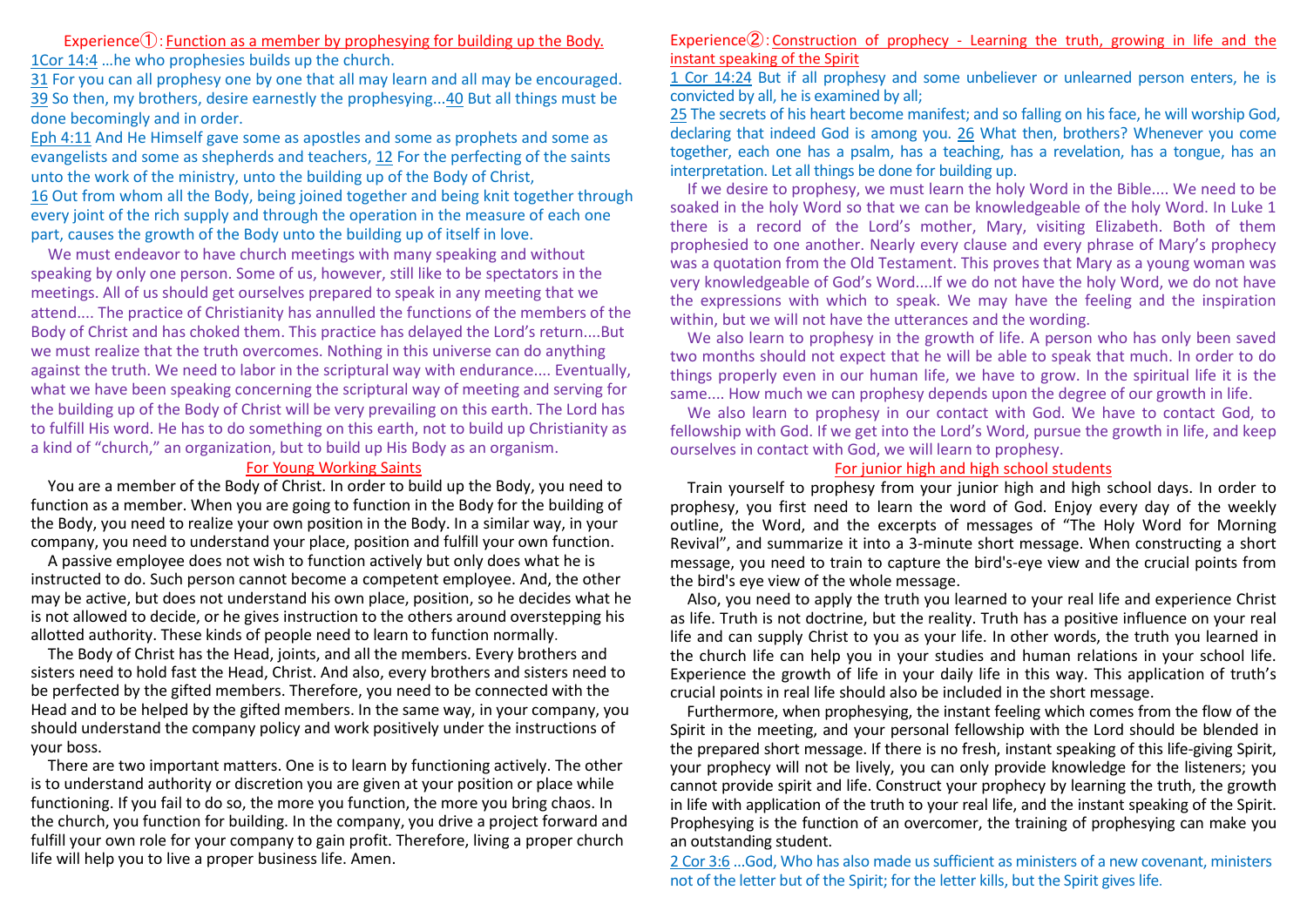## Experience①: Function as a member by prophesying for building up the Body.

1Cor 14:4 …he who prophesies builds up the church.

31 For you can all prophesy one by one that all may learn and all may be encouraged. 39 So then, my brothers, desire earnestly the prophesying...40 But all things must be done becomingly and in order.

Eph 4:11 And He Himself gave some as apostles and some as prophets and some as evangelists and some as shepherds and teachers, 12 For the perfecting of the saints unto the work of the ministry, unto the building up of the Body of Christ,

16 Out from whom all the Body, being joined together and being knit together through every joint of the rich supply and through the operation in the measure of each one part, causes the growth of the Body unto the building up of itself in love.

We must endeavor to have church meetings with many speaking and without speaking by only one person. Some of us, however, still like to be spectators in the meetings. All of us should get ourselves prepared to speak in any meeting that we attend.... The practice of Christianity has annulled the functions of the members of the Body of Christ and has choked them. This practice has delayed the Lord's return....But we must realize that the truth overcomes. Nothing in this universe can do anything against the truth. We need to labor in the scriptural way with endurance.... Eventually, what we have been speaking concerning the scriptural way of meeting and serving for the building up of the Body of Christ will be very prevailing on this earth. The Lord has to fulfill His word. He has to do something on this earth, not to build up Christianity as a kind of "church," an organization, but to build up His Body as an organism.

### For Young Working Saints

You are a member of the Body of Christ. In order to build up the Body, you need to function as a member. When you are going to function in the Body for the building of the Body, you need to realize your own position in the Body. In a similar way, in your company, you need to understand your place, position and fulfill your own function.

A passive employee does not wish to function actively but only does what he is instructed to do. Such person cannot become a competent employee. And, the other may be active, but does not understand his own place, position, so he decides what he is not allowed to decide, or he gives instruction to the others around overstepping his allotted authority. These kinds of people need to learn to function normally.

The Body of Christ has the Head, joints, and all the members. Every brothers and sisters need to hold fast the Head, Christ. And also, every brothers and sisters need to be perfected by the gifted members. Therefore, you need to be connected with the Head and to be helped by the gifted members. In the same way, in your company, you should understand the company policy and work positively under the instructions of your boss.

There are two important matters. One is to learn by functioning actively. The other is to understand authority or discretion you are given at your position or place while functioning. If you fail to do so, the more you function, the more you bring chaos. In the church, you function for building. In the company, you drive a project forward and fulfill your own role for your company to gain profit. Therefore, living a proper church life will help you to live a proper business life. Amen.

## Experience②: Construction of prophecy - Learning the truth, growing in life and the instant speaking of the Spirit

1 Cor 14:24 But if all prophesy and some unbeliever or unlearned person enters, he is convicted by all, he is examined by all;

25 The secrets of his heart become manifest; and so falling on his face, he will worship God, declaring that indeed God is among you. 26 What then, brothers? Whenever you come together, each one has a psalm, has a teaching, has a revelation, has a tongue, has an interpretation. Let all things be done for building up.

If we desire to prophesy, we must learn the holy Word in the Bible.... We need to be soaked in the holy Word so that we can be knowledgeable of the holy Word. In Luke 1 there is a record of the Lord's mother, Mary, visiting Elizabeth. Both of them prophesied to one another. Nearly every clause and every phrase of Mary's prophecy was a quotation from the Old Testament. This proves that Mary as a young woman was very knowledgeable of God's Word....If we do not have the holy Word, we do not have the expressions with which to speak. We may have the feeling and the inspiration within, but we will not have the utterances and the wording.

We also learn to prophesy in the growth of life. A person who has only been saved two months should not expect that he will be able to speak that much. In order to do things properly even in our human life, we have to grow. In the spiritual life it is the same.... How much we can prophesy depends upon the degree of our growth in life.

We also learn to prophesy in our contact with God. We have to contact God, to fellowship with God. If we get into the Lord's Word, pursue the growth in life, and keep ourselves in contact with God, we will learn to prophesy.

### For junior high and high school students

Train yourself to prophesy from your junior high and high school days. In order to prophesy, you first need to learn the word of God. Enjoy every day of the weekly outline, the Word, and the excerpts of messages of "The Holy Word for Morning Revival", and summarize it into a 3-minute short message. When constructing a short message, you need to train to capture the bird's-eye view and the crucial points from the bird's eye view of the whole message.

Also, you need to apply the truth you learned to your real life and experience Christ as life. Truth is not doctrine, but the reality. Truth has a positive influence on your real life and can supply Christ to you as your life. In other words, the truth you learned in the church life can help you in your studies and human relations in your school life. Experience the growth of life in your daily life in this way. This application of truth's crucial points in real life should also be included in the short message.

Furthermore, when prophesying, the instant feeling which comes from the flow of the Spirit in the meeting, and your personal fellowship with the Lord should be blended in the prepared short message. If there is no fresh, instant speaking of this life-giving Spirit, your prophecy will not be lively, you can only provide knowledge for the listeners; you cannot provide spirit and life. Construct your prophecy by learning the truth, the growth in life with application of the truth to your real life, and the instant speaking of the Spirit. Prophesying is the function of an overcomer, the training of prophesying can make you an outstanding student.

2 Cor 3:6 …God, Who has also made us sufficient as ministers of a new covenant, ministers not of the letter but of the Spirit; for the letter kills, but the Spirit gives life.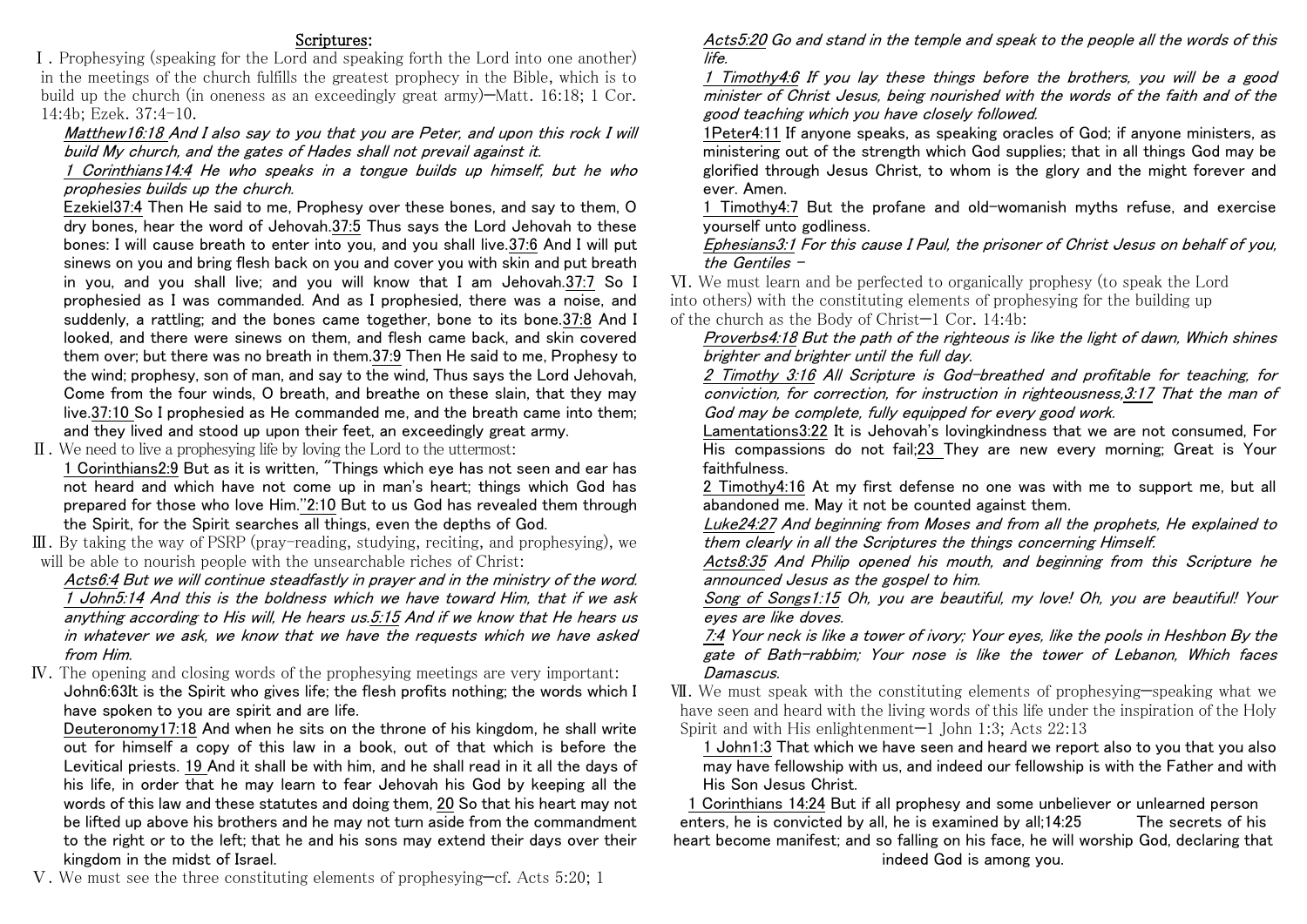## Scriptures:

Ⅰ. Prophesying (speaking for the Lord and speaking forth the Lord into one another) in the meetings of the church fulfills the greatest prophecy in the Bible, which is to build up the church (in oneness as an exceedingly great army)—Matt. 16:18; 1 Cor. 14:4b; Ezek. 37:4-10.

*Matthew16:18 And I also say to you that you are Peter, and upon this rock I will build My church, and the gates of Hades shall not prevail against it.*

*1 Corinthians14:4 He who speaks in a tongue builds up himself, but he who prophesies builds up the church.*

Ezekiel37:4 Then He said to me, Prophesy over these bones, and say to them, O dry bones, hear the word of Jehovah.37:5 Thus says the Lord Jehovah to these bones: I will cause breath to enter into you, and you shall live.37:6 And I will put sinews on you and bring flesh back on you and cover you with skin and put breath in you, and you shall live; and you will know that I am Jehovah.37:7 So I prophesied as I was commanded. And as I prophesied, there was a noise, and suddenly, a rattling; and the bones came together, bone to its bone.37:8 And I looked, and there were sinews on them, and flesh came back, and skin covered them over; but there was no breath in them.37:9 Then He said to me, Prophesy to the wind; prophesy, son of man, and say to the wind, Thus says the Lord Jehovah, Come from the four winds, O breath, and breathe on these slain, that they may live.37:10 So I prophesied as He commanded me, and the breath came into them; and they lived and stood up upon their feet, an exceedingly great army.

Ⅱ. We need to live a prophesying life by loving the Lord to the uttermost:

1 Corinthians2:9 But as it is written, "Things which eye has not seen and ear has not heard and which have not come up in man's heart; things which God has prepared for those who love Him."2:10 But to us God has revealed them through the Spirit, for the Spirit searches all things, even the depths of God.

Ⅲ. By taking the way of PSRP (pray-reading, studying, reciting, and prophesying), we will be able to nourish people with the unsearchable riches of Christ:

*Acts6:4 But we will continue steadfastly in prayer and in the ministry of the word.*

*1 John5:14 And this is the boldness which we have toward Him, that if we ask anything according to His will, He hears us.5:15 And if we know that He hears us in whatever we ask, we know that we have the requests which we have asked from Him.*

Ⅳ. The opening and closing words of the prophesying meetings are very important:

**John6:63It is the Spirit who gives life; the flesh profits nothing; the words which I have spoken to you are spirit and are life.**

Deuteronomy17:18 And when he sits on the throne of his kingdom, he shall write out for himself a copy of this law in a book, out of that which is before the Levitical priests. 19 And it shall be with him, and he shall read in it all the days of his life, in order that he may learn to fear Jehovah his God by keeping all the words of this law and these statutes and doing them, 20 So that his heart may not be lifted up above his brothers and he may not turn aside from the commandment to the right or to the left; that he and his sons may extend their days over their kingdom in the midst of Israel.

Ⅴ. We must see the three constituting elements of prophesying—cf. Acts 5:20; 1

*Acts5:20 Go and stand in the temple and speak to the people all the words of this life.*

*1 Timothy4:6 If you lay these things before the brothers, you will be a good minister of Christ Jesus, being nourished with the words of the faith and of the good teaching which you have closely followed.*

1Peter4:11 If anyone speaks, as speaking oracles of God; if anyone ministers, as ministering out of the strength which God supplies; that in all things God may be glorified through Jesus Christ, to whom is the glory and the might forever and ever. Amen.

1 Timothy4:7 But the profane and old-womanish myths refuse, and exercise yourself unto godliness.

*Ephesians3:1 For this cause I Paul, the prisoner of Christ Jesus on behalf of you, the Gentiles –*

Ⅵ. We must learn and be perfected to organically prophesy (to speak the Lord into others) with the constituting elements of prophesying for the building up of the church as the Body of Christ—1 Cor. 14:4b:

*Proverbs4:18 But the path of the righteous is like the light of dawn, Which shines brighter and brighter until the full day.*

*2 Timothy 3:16 All Scripture is God-breathed and profitable for teaching, for conviction, for correction, for instruction in righteousness,3:17 That the man of God may be complete, fully equipped for every good work.*

Lamentations3:22 It is Jehovah's lovingkindness that we are not consumed, For His compassions do not fail;23 They are new every morning; Great is Your faithfulness.

2 Timothy4:16 At my first defense no one was with me to support me, but all abandoned me. May it not be counted against them.

*Luke24:27 And beginning from Moses and from all the prophets, He explained to them clearly in all the Scriptures the things concerning Himself.*

*Acts8:35 And Philip opened his mouth, and beginning from this Scripture he announced Jesus as the gospel to him.*

*Song of Songs1:15 Oh, you are beautiful, my love! Oh, you are beautiful! Your eyes are like doves.*

*7:4 Your neck is like a tower of ivory; Your eyes, like the pools in Heshbon By the gate of Bath-rabbim; Your nose is like the tower of Lebanon, Which faces Damascus.*

Ⅶ. We must speak with the constituting elements of prophesying—speaking what we have seen and heard with the living words of this life under the inspiration of the Holy Spirit and with His enlightenment—1 John 1:3; Acts 22:13

1 John1:3 That which we have seen and heard we report also to you that you also may have fellowship with us, and indeed our fellowship is with the Father and with His Son Jesus Christ.

1 Corinthians 14:24 But if all prophesy and some unbeliever or unlearned person enters, he is convicted by all, he is examined by all;14:25 The secrets of his heart become manifest; and so falling on his face, he will worship God, declaring that indeed God is among you.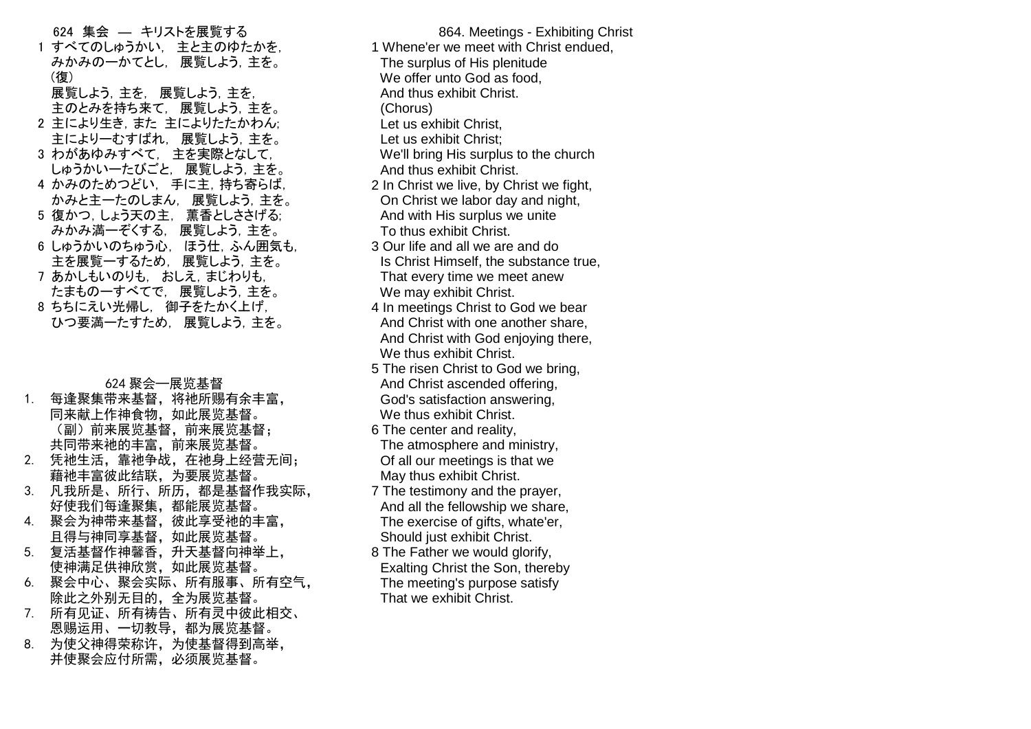## 624 集会 — キリストを展覧する

1 すべてのしゅうかい, 主と主のゆたかを,
みかみの一かてとし, 展覧しよう, 主を。
(復)
展覧しよう, 主を, 展覧しよう, 主を,
主のとみを持ち来て, 展覧しよう, 主を。

2 主により生き, また 主によりたたかわん;
主により一むすばれ, 展覧しよう, 主を。

3 わがあゆみすべて, 主を実際となして,
しゅうかい一たびごと, 展覧しよう, 主を。

4 かみのためつどい, 手に主, 持ち寄らば,
かみと主一たのしまん, 展覧しよう, 主を。

5 復かつ, しょう天の主, 薫香としささげる;
みかみ満一ぞくする, 展覧しよう, 主を。

6 しゅうかいのちゅう心, ほう仕, ふん囲気も,
主を展覧一するため, 展覧しよう, 主を。

7 あかしもいのりも, おしえ, まじわりも,
たまもの一すべてで, 展覧しよう, 主を。

8 ちちにえい光帰し, 御子をたかく上げ,
ひつ要満一たすため, 展覧しよう, 主を。

## 624 聚会—展览基督

1. 每逢聚集带来基督，将祂所赐有余丰富，
同来献上作神食物，如此展览基督。
（副）前来展览基督，前来展览基督；
共同带来祂的丰富，前来展览基督。
2. 凭祂生活，靠祂争战，在祂身上经营无间；
藉祂丰富彼此结联，为要展览基督。
3. 凡我所是、所行、所历，都是基督作我实际，
好使我们每逢聚集，都能展览基督。
4. 聚会为神带来基督，彼此享受祂的丰富，
且得与神同享基督，如此展览基督。
5. 复活基督作神馨香，升天基督向神举上，
使神满足供神欣赏，如此展览基督。
6. 聚会中心、聚会实际、所有服事、所有空气，
除此之外别无目的，全为展览基督。
7. 所有见证、所有祷告、所有灵中彼此相交、
恩赐运用、一切教导，都为展览基督。
8. 为使父神得荣称许，为使基督得到高举，
并使聚会应付所需，必须展览基督。

## 864. Meetings - Exhibiting Christ

1 Whene'er we meet with Christ endued,
The surplus of His plenitude
We offer unto God as food,
And thus exhibit Christ.
(Chorus)
Let us exhibit Christ,
Let us exhibit Christ;
We'll bring His surplus to the church
And thus exhibit Christ.

2 In Christ we live, by Christ we fight,
On Christ we labor day and night,
And with His surplus we unite
To thus exhibit Christ.

3 Our life and all we are and do
Is Christ Himself, the substance true,
That every time we meet anew
We may exhibit Christ.

4 In meetings Christ to God we bear
And Christ with one another share,
And Christ with God enjoying there,
We thus exhibit Christ.

5 The risen Christ to God we bring,
And Christ ascended offering,
God's satisfaction answering,
We thus exhibit Christ.

6 The center and reality,
The atmosphere and ministry,
Of all our meetings is that we
May thus exhibit Christ.

7 The testimony and the prayer,
And all the fellowship we share,
The exercise of gifts, whate'er,
Should just exhibit Christ.

8 The Father we would glorify,
Exalting Christ the Son, thereby
The meeting's purpose satisfy
That we exhibit Christ.